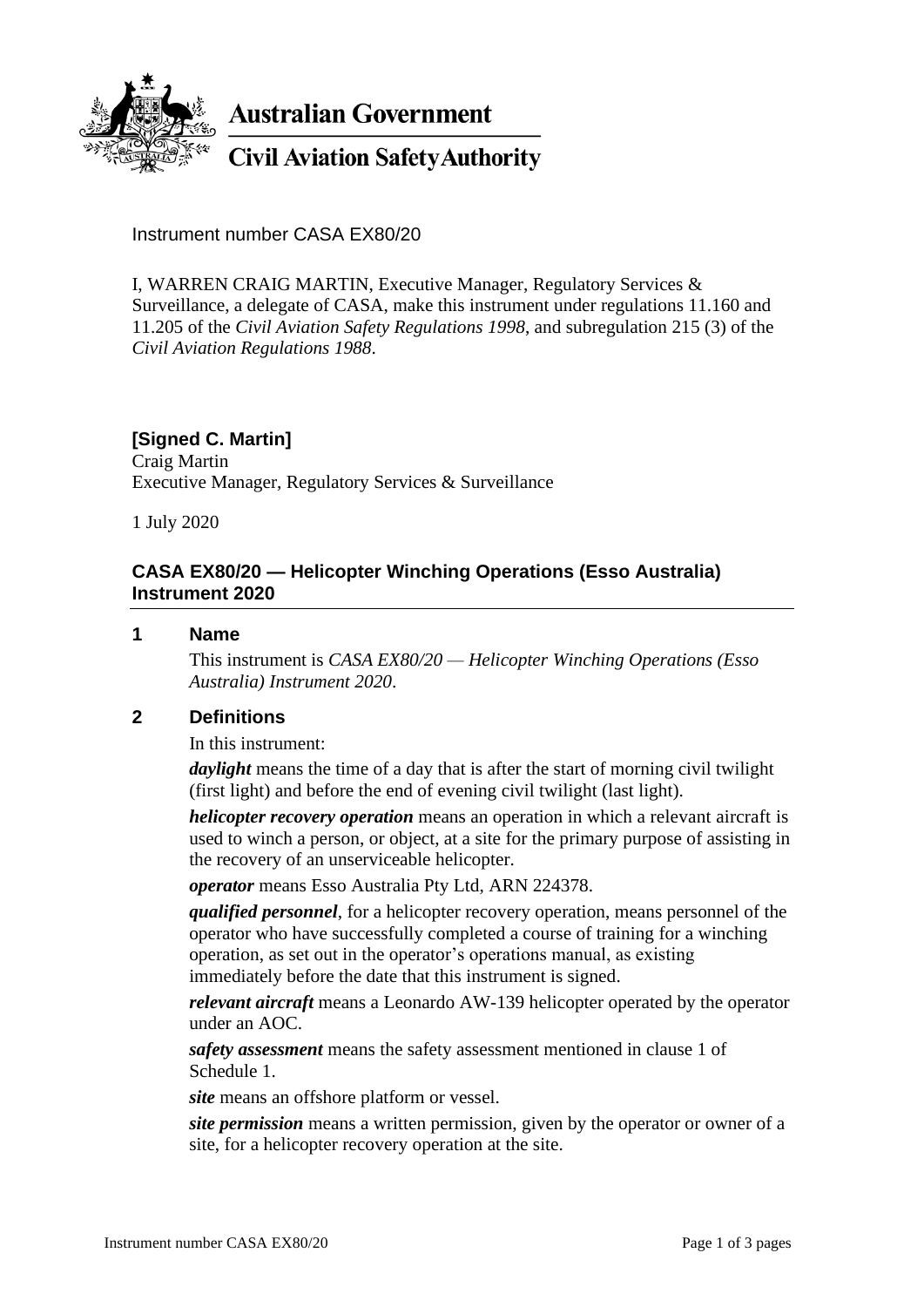**Australian Government**

**Civil Aviation Safety Authority**

Instrument number CASA EX80/20

I, WARREN CRAIG MARTIN, Executive Manager, Regulatory Services & Surveillance, a delegate of CASA, make this instrument under regulations 11.160 and 11.205 of the *Civil Aviation Safety Regulations 1998*, and subregulation 215 (3) of the *Civil Aviation Regulations 1988*.

**[Signed C. Martin]**
Craig Martin
Executive Manager, Regulatory Services & Surveillance

1 July 2020

## CASA EX80/20 — Helicopter Winching Operations (Esso Australia) Instrument 2020

### 1 Name

This instrument is *CASA EX80/20 — Helicopter Winching Operations (Esso Australia) Instrument 2020*.

### 2 Definitions

In this instrument:

***daylight*** means the time of a day that is after the start of morning civil twilight (first light) and before the end of evening civil twilight (last light).

***helicopter recovery operation*** means an operation in which a relevant aircraft is used to winch a person, or object, at a site for the primary purpose of assisting in the recovery of an unserviceable helicopter.

***operator*** means Esso Australia Pty Ltd, ARN 224378.

***qualified personnel***, for a helicopter recovery operation, means personnel of the operator who have successfully completed a course of training for a winching operation, as set out in the operator's operations manual, as existing immediately before the date that this instrument is signed.

***relevant aircraft*** means a Leonardo AW-139 helicopter operated by the operator under an AOC.

***safety assessment*** means the safety assessment mentioned in clause 1 of Schedule 1.

***site*** means an offshore platform or vessel.

***site permission*** means a written permission, given by the operator or owner of a site, for a helicopter recovery operation at the site.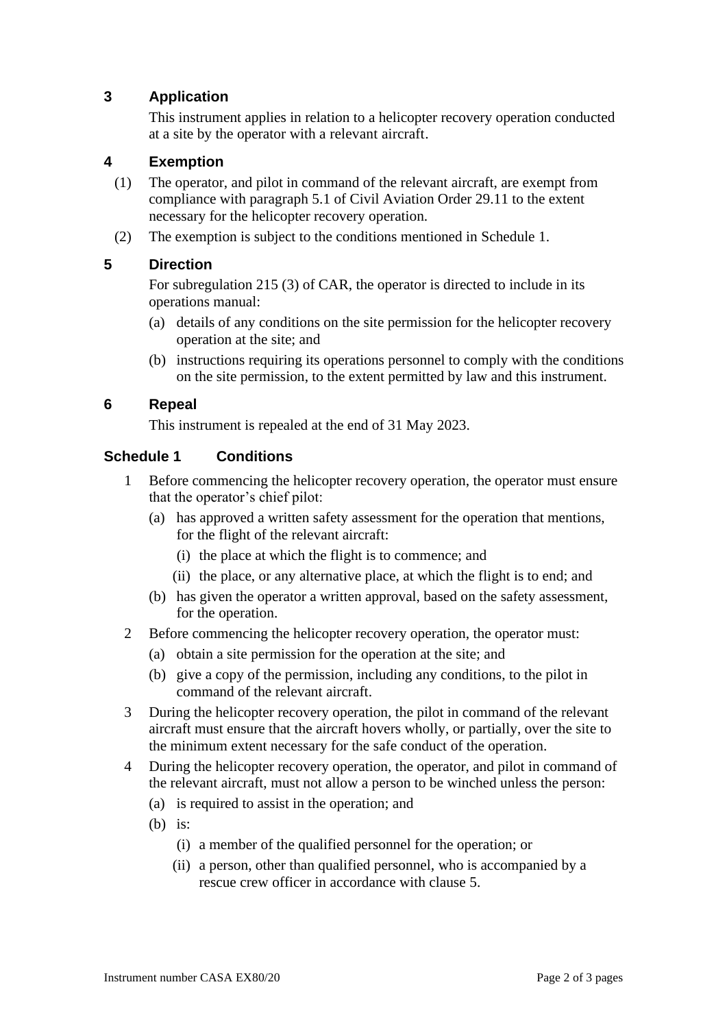## 3 Application

This instrument applies in relation to a helicopter recovery operation conducted at a site by the operator with a relevant aircraft.

## 4 Exemption

(1) The operator, and pilot in command of the relevant aircraft, are exempt from compliance with paragraph 5.1 of Civil Aviation Order 29.11 to the extent necessary for the helicopter recovery operation.

(2) The exemption is subject to the conditions mentioned in Schedule 1.

## 5 Direction

For subregulation 215 (3) of CAR, the operator is directed to include in its operations manual:

(a) details of any conditions on the site permission for the helicopter recovery operation at the site; and

(b) instructions requiring its operations personnel to comply with the conditions on the site permission, to the extent permitted by law and this instrument.

## 6 Repeal

This instrument is repealed at the end of 31 May 2023.

## Schedule 1 Conditions

1 Before commencing the helicopter recovery operation, the operator must ensure that the operator's chief pilot:

(a) has approved a written safety assessment for the operation that mentions, for the flight of the relevant aircraft:

(i) the place at which the flight is to commence; and

(ii) the place, or any alternative place, at which the flight is to end; and

(b) has given the operator a written approval, based on the safety assessment, for the operation.

2 Before commencing the helicopter recovery operation, the operator must:

(a) obtain a site permission for the operation at the site; and

(b) give a copy of the permission, including any conditions, to the pilot in command of the relevant aircraft.

3 During the helicopter recovery operation, the pilot in command of the relevant aircraft must ensure that the aircraft hovers wholly, or partially, over the site to the minimum extent necessary for the safe conduct of the operation.

4 During the helicopter recovery operation, the operator, and pilot in command of the relevant aircraft, must not allow a person to be winched unless the person:

(a) is required to assist in the operation; and

(b) is:

(i) a member of the qualified personnel for the operation; or

(ii) a person, other than qualified personnel, who is accompanied by a rescue crew officer in accordance with clause 5.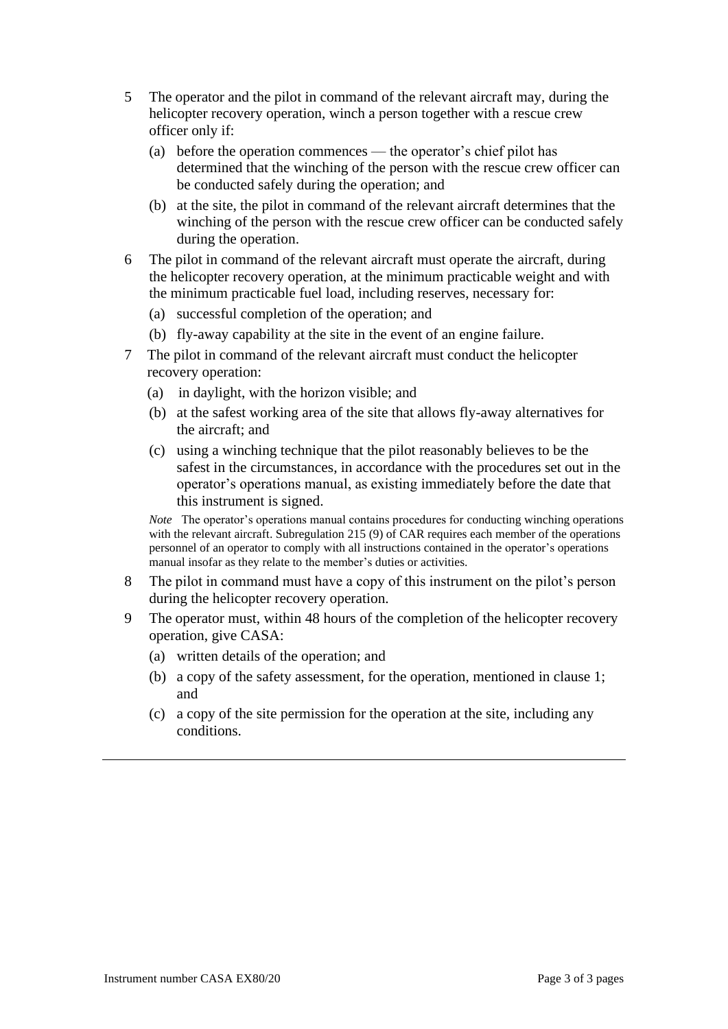5 The operator and the pilot in command of the relevant aircraft may, during the helicopter recovery operation, winch a person together with a rescue crew officer only if:

(a) before the operation commences — the operator's chief pilot has determined that the winching of the person with the rescue crew officer can be conducted safely during the operation; and

(b) at the site, the pilot in command of the relevant aircraft determines that the winching of the person with the rescue crew officer can be conducted safely during the operation.

6 The pilot in command of the relevant aircraft must operate the aircraft, during the helicopter recovery operation, at the minimum practicable weight and with the minimum practicable fuel load, including reserves, necessary for:

(a) successful completion of the operation; and

(b) fly-away capability at the site in the event of an engine failure.

7 The pilot in command of the relevant aircraft must conduct the helicopter recovery operation:

(a) in daylight, with the horizon visible; and

(b) at the safest working area of the site that allows fly-away alternatives for the aircraft; and

(c) using a winching technique that the pilot reasonably believes to be the safest in the circumstances, in accordance with the procedures set out in the operator's operations manual, as existing immediately before the date that this instrument is signed.

*Note* The operator's operations manual contains procedures for conducting winching operations with the relevant aircraft. Subregulation 215 (9) of CAR requires each member of the operations personnel of an operator to comply with all instructions contained in the operator's operations manual insofar as they relate to the member's duties or activities.

8 The pilot in command must have a copy of this instrument on the pilot's person during the helicopter recovery operation.

9 The operator must, within 48 hours of the completion of the helicopter recovery operation, give CASA:

(a) written details of the operation; and

(b) a copy of the safety assessment, for the operation, mentioned in clause 1; and

(c) a copy of the site permission for the operation at the site, including any conditions.